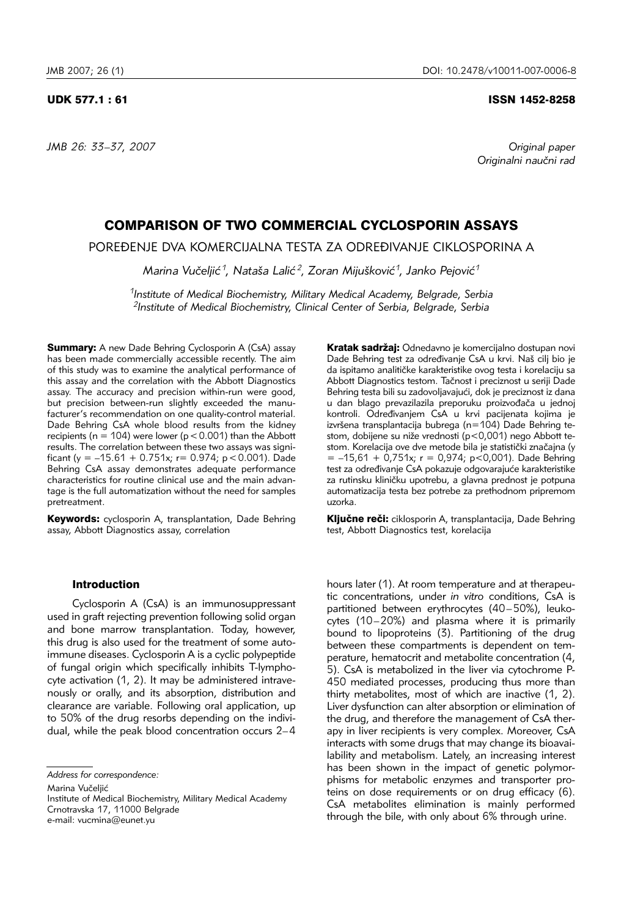UDK 577.1 : 61

ISSN 1452-8258

Original paper
Originalni naučni rad

# COMPARISON OF TWO COMMERCIAL CYCLOSPORIN ASSAYS

## POREĐENJE DVA KOMERCIJALNA TESTA ZA ODREĐIVANJE CIKLOSPORINA A

*Marina Vučeljić[1], Nataša Lalić[2], Zoran Mijušković[1], Janko Pejović[1]*

[1]*Institute of Medical Biochemistry, Military Medical Academy, Belgrade, Serbia*
[2]*Institute of Medical Biochemistry, Clinical Center of Serbia, Belgrade, Serbia*

**Summary:** A new Dade Behring Cyclosporin A (CsA) assay has been made commercially accessible recently. The aim of this study was to examine the analytical performance of this assay and the correlation with the Abbott Diagnostics assay. The accuracy and precision within-run were good, but precision between-run slightly exceeded the manufacturer's recommendation on one quality-control material. Dade Behring CsA whole blood results from the kidney recipients (n = 104) were lower ($p < 0.001$) than the Abbott results. The correlation between these two assays was significant ($y = –15.61 + 0.751x$; $r= 0.974$; $p < 0.001$). Dade Behring CsA assay demonstrates adequate performance characteristics for routine clinical use and the main advantage is the full automatization without the need for samples pretreatment.

**Keywords:** cyclosporin A, transplantation, Dade Behring assay, Abbott Diagnostics assay, correlation

**Kratak sadržaj:** Odnedavno je komercijalno dostupan novi Dade Behring test za određivanje CsA u krvi. Naš cilj bio je da ispitamo analitičke karakteristike ovog testa i korelaciju sa Abbott Diagnostics testom. Tačnost i preciznost u seriji Dade Behring testa bili su zadovoljavajući, dok je preciznost iz dana u dan blago prevazilazila preporuku proizvođača u jednoj kontroli. Određivanjem CsA u krvi pacijenata kojima je izvršena transplantacija bubrega (n=104) Dade Behring testom, dobijene su niže vrednosti ($p<0,001$) nego Abbott testom. Korelacija ove dve metode bila je statistički značajna ($y = –15,61 + 0,751x$; $r = 0,974$; $p<0,001$). Dade Behring test za određivanje CsA pokazuje odgovarajuće karakteristike za rutinsku kliničku upotrebu, a glavna prednost je potpuna automatizacija testa bez potrebe za prethodnom pripremom uzorka.

**Ključne reči:** ciklosporin A, transplantacija, Dade Behring test, Abbott Diagnostics test, korelacija

### Introduction

Cyclosporin A (CsA) is an immunosuppressant used in graft rejecting prevention following solid organ and bone marrow transplantation. Today, however, this drug is also used for the treatment of some autoimmune diseases. Cyclosporin A is a cyclic polypeptide of fungal origin which specifically inhibits T-lymphocyte activation (1, 2). It may be administered intravenously or orally, and its absorption, distribution and clearance are variable. Following oral application, up to 50% of the drug resorbs depending on the individual, while the peak blood concentration occurs 2–4 hours later (1). At room temperature and at therapeutic concentrations, under *in vitro* conditions, CsA is partitioned between erythrocytes (40–50%), leukocytes (10–20%) and plasma where it is primarily bound to lipoproteins (3). Partitioning of the drug between these compartments is dependent on temperature, hematocrit and metabolite concentration (4, 5). CsA is metabolized in the liver via cytochrome P-450 mediated processes, producing thus more than thirty metabolites, most of which are inactive (1, 2). Liver dysfunction can alter absorption or elimination of the drug, and therefore the management of CsA therapy in liver recipients is very complex. Moreover, CsA interacts with some drugs that may change its bioavailability and metabolism. Lately, an increasing interest has been shown in the impact of genetic polymorphisms for metabolic enzymes and transporter proteins on dose requirements or on drug efficacy (6). CsA metabolites elimination is mainly performed through the bile, with only about 6% through urine.

*Address for correspondence:*

Marina Vučeljić
Institute of Medical Biochemistry, Military Medical Academy
Crnotravska 17, 11000 Belgrade
e-mail: vucmina@eunet.yu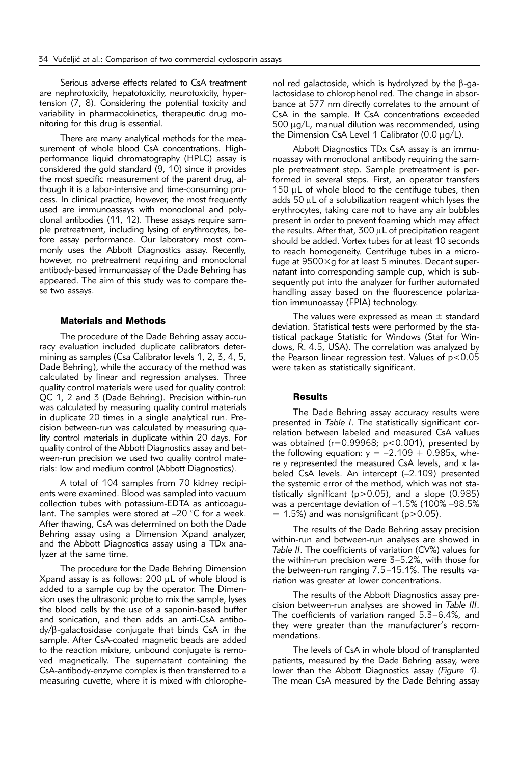Serious adverse effects related to CsA treatment are nephrotoxicity, hepatotoxicity, neurotoxicity, hypertension (7, 8). Considering the potential toxicity and variability in pharmacokinetics, therapeutic drug monitoring for this drug is essential.

There are many analytical methods for the measurement of whole blood CsA concentrations. High-performance liquid chromatography (HPLC) assay is considered the gold standard (9, 10) since it provides the most specific measurement of the parent drug, although it is a labor-intensive and time-consuming process. In clinical practice, however, the most frequently used are immunoassays with monoclonal and polyclonal antibodies (11, 12). These assays require sample pretreatment, including lysing of erythrocytes, before assay performance. Our laboratory most commonly uses the Abbott Diagnostics assay. Recently, however, no pretreatment requiring and monoclonal antibody-based immunoassay of the Dade Behring has appeared. The aim of this study was to compare these two assays.

## Materials and Methods

The procedure of the Dade Behring assay accuracy evaluation included duplicate calibrators determining as samples (Csa Calibrator levels 1, 2, 3, 4, 5, Dade Behring), while the accuracy of the method was calculated by linear and regression analyses. Three quality control materials were used for quality control: QC 1, 2 and 3 (Dade Behring). Precision within-run was calculated by measuring quality control materials in duplicate 20 times in a single analytical run. Precision between-run was calculated by measuring quality control materials in duplicate within 20 days. For quality control of the Abbott Diagnostics assay and between-run precision we used two quality control materials: low and medium control (Abbott Diagnostics).

A total of 104 samples from 70 kidney recipients were examined. Blood was sampled into vacuum collection tubes with potassium-EDTA as anticoagulant. The samples were stored at –20 °C for a week. After thawing, CsA was determined on both the Dade Behring assay using a Dimension Xpand analyzer, and the Abbott Diagnostics assay using a TDx analyzer at the same time.

The procedure for the Dade Behring Dimension Xpand assay is as follows: 200 μL of whole blood is added to a sample cup by the operator. The Dimension uses the ultrasonic probe to mix the sample, lyses the blood cells by the use of a saponin-based buffer and sonication, and then adds an anti-CsA antibody/β-galactosidase conjugate that binds CsA in the sample. After CsA-coated magnetic beads are added to the reaction mixture, unbound conjugate is removed magnetically. The supernatant containing the CsA-antibody-enzyme complex is then transferred to a measuring cuvette, where it is mixed with chlorophenol red galactoside, which is hydrolyzed by the β-galactosidase to chlorophenol red. The change in absorbance at 577 nm directly correlates to the amount of CsA in the sample. If CsA concentrations exceeded 500 μg/L, manual dilution was recommended, using the Dimension CsA Level 1 Calibrator (0.0 μg/L).

Abbott Diagnostics TDx CsA assay is an immunoassay with monoclonal antibody requiring the sample pretreatment step. Sample pretreatment is performed in several steps. First, an operator transfers 150 μL of whole blood to the centifuge tubes, then adds 50 μL of a solubilization reagent which lyses the erythrocytes, taking care not to have any air bubbles present in order to prevent foaming which may affect the results. After that, 300 μL of precipitation reagent should be added. Vortex tubes for at least 10 seconds to reach homogeneity. Centrifuge tubes in a microfuge at 9500×g for at least 5 minutes. Decant supernatant into corresponding sample cup, which is subsequently put into the analyzer for further automated handling assay based on the fluorescence polarization immunoassay (FPIA) technology.

The values were expressed as mean ± standard deviation. Statistical tests were performed by the statistical package Statistic for Windows (Stat for Windows, R. 4.5, USA). The correlation was analyzed by the Pearson linear regression test. Values of $p<0.05$ were taken as statistically significant.

## Results

The Dade Behring assay accuracy results were presented in *Table I*. The statistically significant correlation between labeled and measured CsA values was obtained ($r=0.99968$; $p<0.001$), presented by the following equation: $y = -2.109 + 0.985x$, where y represented the measured CsA levels, and x labeled CsA levels. An intercept (–2.109) presented the systemic error of the method, which was not statistically significant ($p>0.05$), and a slope (0.985) was a percentage deviation of –1.5% (100% –98.5% = 1.5%) and was nonsignificant ($p>0.05$).

The results of the Dade Behring assay precision within-run and between-run analyses are showed in *Table II*. The coefficients of variation (CV%) values for the within-run precision were 3–5.2%, with those for the between-run ranging 7.5–15.1%. The results variation was greater at lower concentrations.

The results of the Abbott Diagnostics assay precision between-run analyses are showed in *Table III*. The coefficients of variation ranged 5.3–6.4%, and they were greater than the manufacturer's recommendations.

The levels of CsA in whole blood of transplanted patients, measured by the Dade Behring assay, were lower than the Abbott Diagnostics assay *(Figure 1)*. The mean CsA measured by the Dade Behring assay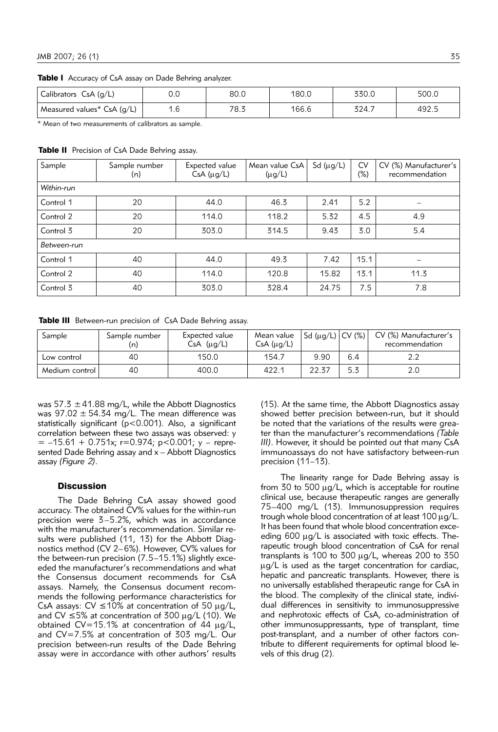**Table I** Accuracy of CsA assay on Dade Behring analyzer.

| Calibrators CsA (g/L) | 0.0 | 80.0 | 180.0 | 330.0 | 500.0 |
|---|---|---|---|---|---|
| Measured values* CsA (g/L) | 1.6 | 78.3 | 166.6 | 324.7 | 492.5 |

\* Mean of two measurements of calibrators as sample.

**Table II** Precision of CsA Dade Behring assay.

| Sample | Sample number (n) | Expected value CsA (μg/L) | Mean value CsA (μg/L) | Sd (μg/L) | CV (%) | CV (%) Manufacturer's recommendation |
|---|---|---|---|---|---|---|
| *Within-run* | | | | | | |
| Control 1 | 20 | 44.0 | 46.3 | 2.41 | 5.2 | – |
| Control 2 | 20 | 114.0 | 118.2 | 5.32 | 4.5 | 4.9 |
| Control 3 | 20 | 303.0 | 314.5 | 9.43 | 3.0 | 5.4 |
| *Between-run* | | | | | | |
| Control 1 | 40 | 44.0 | 49.3 | 7.42 | 15.1 | – |
| Control 2 | 40 | 114.0 | 120.8 | 15.82 | 13.1 | 11.3 |
| Control 3 | 40 | 303.0 | 328.4 | 24.75 | 7.5 | 7.8 |

**Table III** Between-run precision of CsA Dade Behring assay.

| Sample | Sample number (n) | Expected value CsA (μg/L) | Mean value CsA (μg/L) | Sd (μg/L) | CV (%) | CV (%) Manufacturer's recommendation |
|---|---|---|---|---|---|---|
| Low control | 40 | 150.0 | 154.7 | 9.90 | 6.4 | 2.2 |
| Medium control | 40 | 400.0 | 422.1 | 22.37 | 5.3 | 2.0 |

was $57.3 \pm 41.88$ mg/L, while the Abbott Diagnostics was $97.02 \pm 54.34$ mg/L. The mean difference was statistically significant ($p<0.001$). Also, a significant correlation between these two assays was observed: $y = -15.61 + 0.751x$; $r=0.974$; $p<0.001$; y – represented Dade Behring assay and x – Abbott Diagnostics assay *(Figure 2)*.

## Discussion

The Dade Behring CsA assay showed good accuracy. The obtained CV% values for the within-run precision were 3–5.2%, which was in accordance with the manufacturer's recommendation. Similar results were published (11, 13) for the Abbott Diagnostics method (CV 2–6%). However, CV% values for the between-run precision (7.5–15.1%) slightly exceeded the manufacturer's recommendations and what the Consensus document recommends for CsA assays. Namely, the Consensus document recommends the following performance characteristics for CsA assays: CV ≤10% at concentration of 50 μg/L, and CV ≤5% at concentration of 300 μg/L (10). We obtained CV=15.1% at concentration of 44 μg/L, and CV=7.5% at concentration of 303 mg/L. Our precision between-run results of the Dade Behring assay were in accordance with other authors' results (15). At the same time, the Abbott Diagnostics assay showed better precision between-run, but it should be noted that the variations of the results were greater than the manufacturer's recommendations *(Table III)*. However, it should be pointed out that many CsA immunoassays do not have satisfactory between-run precision (11–13).

The linearity range for Dade Behring assay is from 30 to 500 μg/L, which is acceptable for routine clinical use, because therapeutic ranges are generally 75–400 mg/L (13). Immunosuppression requires trough whole blood concentration of at least 100 μg/L. It has been found that whole blood concentration exceeding 600 μg/L is associated with toxic effects. Therapeutic trough blood concentration of CsA for renal transplants is 100 to 300 μg/L, whereas 200 to 350 μg/L is used as the target concentration for cardiac, hepatic and pancreatic transplants. However, there is no universally established therapeutic range for CsA in the blood. The complexity of the clinical state, individual differences in sensitivity to immunosuppressive and nephrotoxic effects of CsA, co-administration of other immunosuppressants, type of transplant, time post-transplant, and a number of other factors contribute to different requirements for optimal blood levels of this drug (2).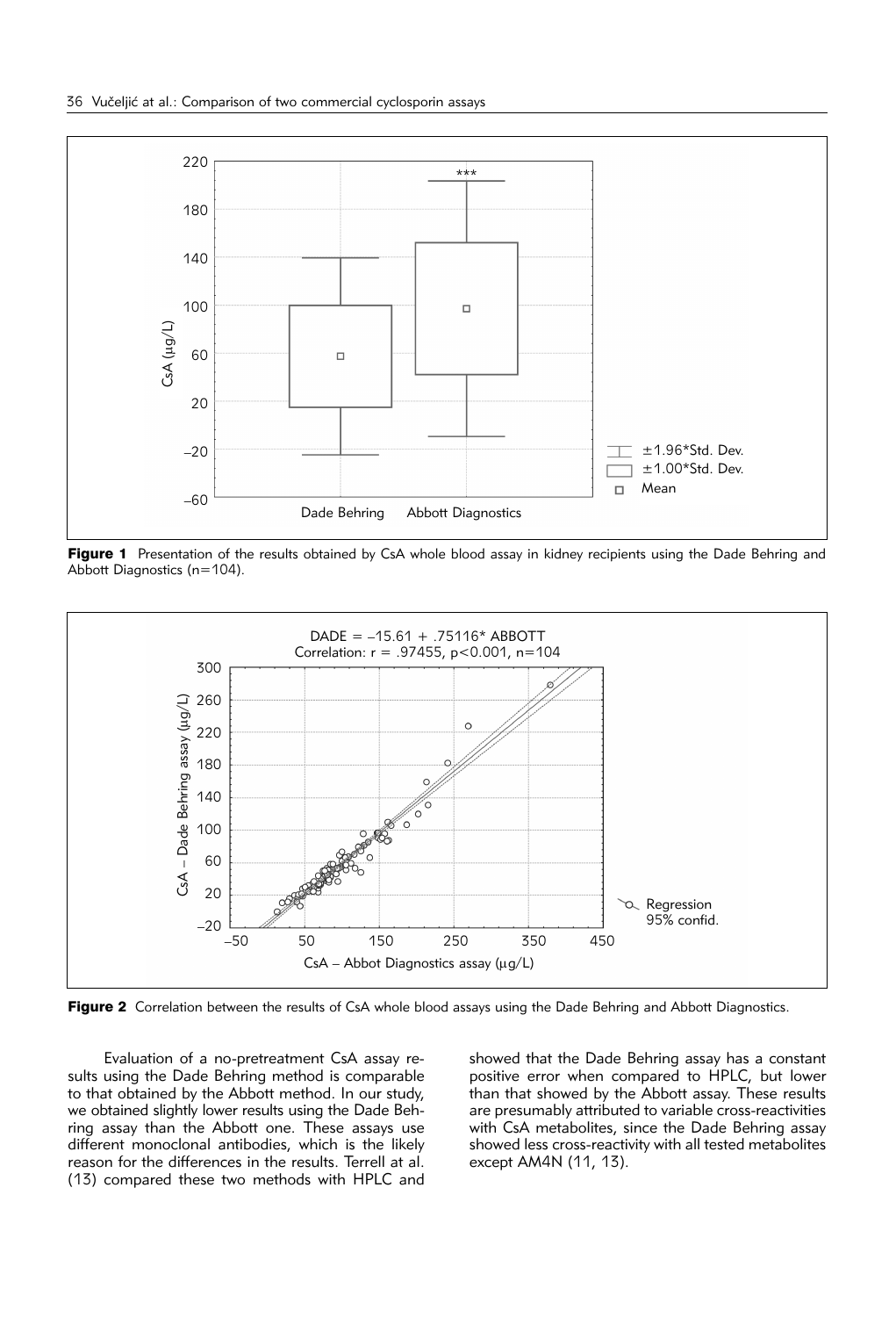**Figure 1** Presentation of the results obtained by CsA whole blood assay in kidney recipients using the Dade Behring and Abbott Diagnostics (n=104).

**Figure 2** Correlation between the results of CsA whole blood assays using the Dade Behring and Abbott Diagnostics.

Evaluation of a no-pretreatment CsA assay results using the Dade Behring method is comparable to that obtained by the Abbott method. In our study, we obtained slightly lower results using the Dade Behring assay than the Abbott one. These assays use different monoclonal antibodies, which is the likely reason for the differences in the results. Terrell at al. (13) compared these two methods with HPLC and showed that the Dade Behring assay has a constant positive error when compared to HPLC, but lower than that showed by the Abbott assay. These results are presumably attributed to variable cross-reactivities with CsA metabolites, since the Dade Behring assay showed less cross-reactivity with all tested metabolites except AM4N (11, 13).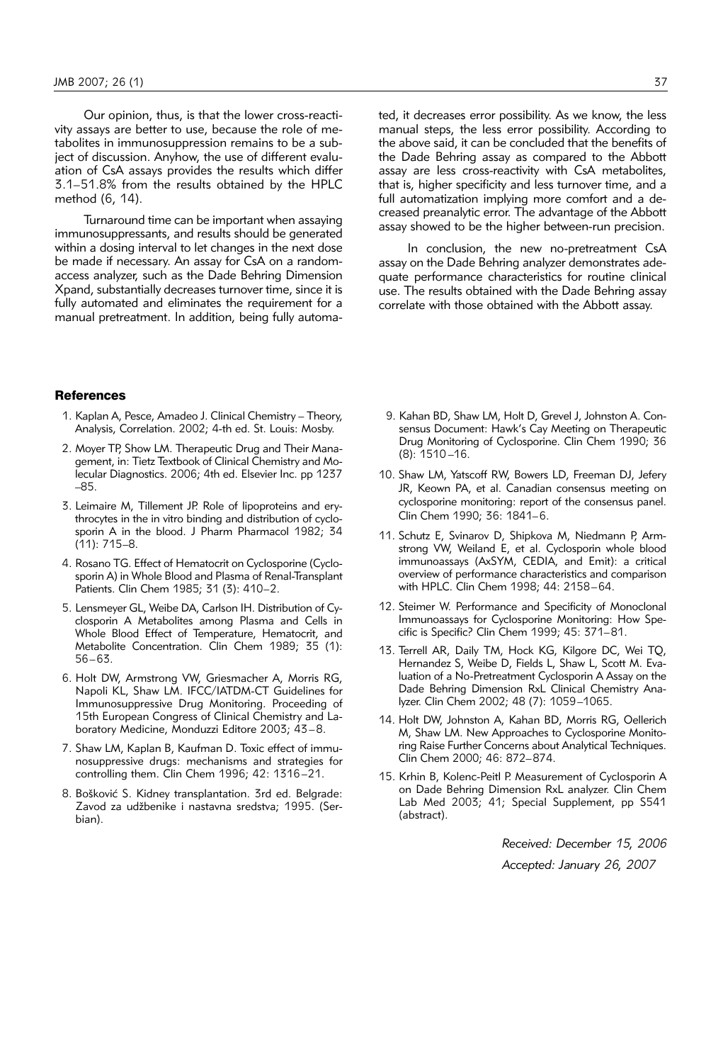Our opinion, thus, is that the lower cross-reactivity assays are better to use, because the role of metabolites in immunosuppression remains to be a subject of discussion. Anyhow, the use of different evaluation of CsA assays provides the results which differ 3.1–51.8% from the results obtained by the HPLC method (6, 14).

Turnaround time can be important when assaying immunosuppressants, and results should be generated within a dosing interval to let changes in the next dose be made if necessary. An assay for CsA on a random-access analyzer, such as the Dade Behring Dimension Xpand, substantially decreases turnover time, since it is fully automated and eliminates the requirement for a manual pretreatment. In addition, being fully automated, it decreases error possibility. As we know, the less manual steps, the less error possibility. According to the above said, it can be concluded that the benefits of the Dade Behring assay as compared to the Abbott assay are less cross-reactivity with CsA metabolites, that is, higher specificity and less turnover time, and a full automatization implying more comfort and a decreased preanalytic error. The advantage of the Abbott assay showed to be the higher between-run precision.

In conclusion, the new no-pretreatment CsA assay on the Dade Behring analyzer demonstrates adequate performance characteristics for routine clinical use. The results obtained with the Dade Behring assay correlate with those obtained with the Abbott assay.

## References

1. Kaplan A, Pesce, Amadeo J. Clinical Chemistry – Theory, Analysis, Correlation. 2002; 4-th ed. St. Louis: Mosby.
2. Moyer TP, Show LM. Therapeutic Drug and Their Management, in: Tietz Textbook of Clinical Chemistry and Molecular Diagnostics. 2006; 4th ed. Elsevier Inc. pp 1237–85.
3. Leimaire M, Tillement JP. Role of lipoproteins and erythrocytes in the in vitro binding and distribution of cyclosporin A in the blood. J Pharm Pharmacol 1982; 34 (11): 715–8.
4. Rosano TG. Effect of Hematocrit on Cyclosporine (Cyclosporin A) in Whole Blood and Plasma of Renal-Transplant Patients. Clin Chem 1985; 31 (3): 410–2.
5. Lensmeyer GL, Weibe DA, Carlson IH. Distribution of Cyclosporin A Metabolites among Plasma and Cells in Whole Blood Effect of Temperature, Hematocrit, and Metabolite Concentration. Clin Chem 1989; 35 (1): 56–63.
6. Holt DW, Armstrong VW, Griesmacher A, Morris RG, Napoli KL, Shaw LM. IFCC/IATDM-CT Guidelines for Immunosuppressive Drug Monitoring. Proceeding of 15th European Congress of Clinical Chemistry and Laboratory Medicine, Monduzzi Editore 2003; 43–8.
7. Shaw LM, Kaplan B, Kaufman D. Toxic effect of immunosuppressive drugs: mechanisms and strategies for controlling them. Clin Chem 1996; 42: 1316–21.
8. Bošković S. Kidney transplantation. 3rd ed. Belgrade: Zavod za udžbenike i nastavna sredstva; 1995. (Serbian).
9. Kahan BD, Shaw LM, Holt D, Grevel J, Johnston A. Consensus Document: Hawk's Cay Meeting on Therapeutic Drug Monitoring of Cyclosporine. Clin Chem 1990; 36 (8): 1510–16.
10. Shaw LM, Yatscoff RW, Bowers LD, Freeman DJ, Jefery JR, Keown PA, et al. Canadian consensus meeting on cyclosporine monitoring: report of the consensus panel. Clin Chem 1990; 36: 1841–6.
11. Schutz E, Svinarov D, Shipkova M, Niedmann P, Armstrong VW, Weiland E, et al. Cyclosporin whole blood immunoassays (AxSYM, CEDIA, and Emit): a critical overview of performance characteristics and comparison with HPLC. Clin Chem 1998; 44: 2158–64.
12. Steimer W. Performance and Specificity of Monoclonal Immunoassays for Cyclosporine Monitoring: How Specific is Specific? Clin Chem 1999; 45: 371–81.
13. Terrell AR, Daily TM, Hock KG, Kilgore DC, Wei TQ, Hernandez S, Weibe D, Fields L, Shaw L, Scott M. Evaluation of a No-Pretreatment Cyclosporin A Assay on the Dade Behring Dimension RxL Clinical Chemistry Analyzer. Clin Chem 2002; 48 (7): 1059–1065.
14. Holt DW, Johnston A, Kahan BD, Morris RG, Oellerich M, Shaw LM. New Approaches to Cyclosporine Monitoring Raise Further Concerns about Analytical Techniques. Clin Chem 2000; 46: 872–874.
15. Krhin B, Kolenc-Peitl P. Measurement of Cyclosporin A on Dade Behring Dimension RxL analyzer. Clin Chem Lab Med 2003; 41; Special Supplement, pp S541 (abstract).

*Received: December 15, 2006*

*Accepted: January 26, 2007*